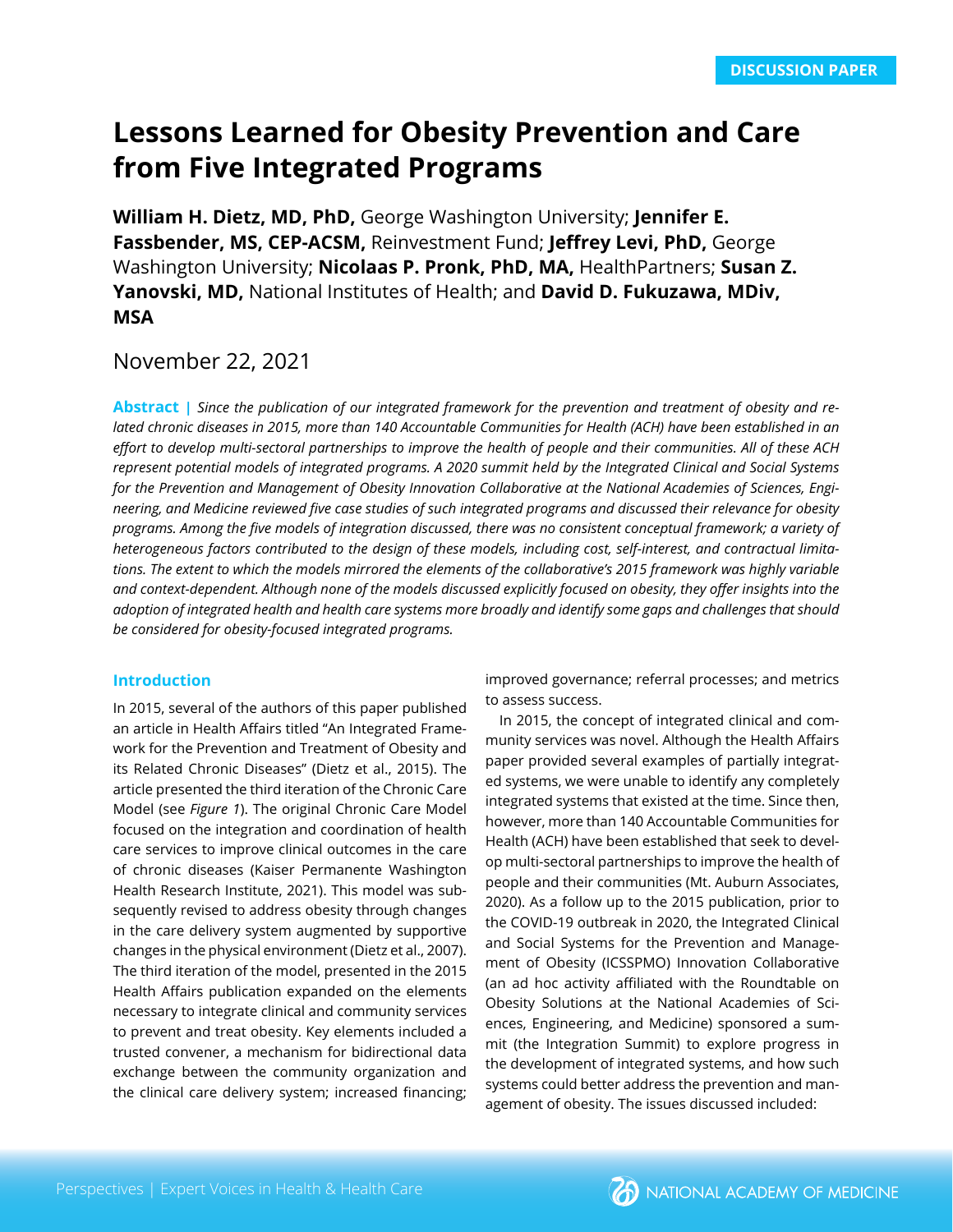DISCUSSION PAPER

# Lessons Learned for Obesity Prevention and Care from Five Integrated Programs

**William H. Dietz, MD, PhD,** George Washington University; **Jennifer E. Fassbender, MS, CEP-ACSM,** Reinvestment Fund; **Jeffrey Levi, PhD,** George Washington University; **Nicolaas P. Pronk, PhD, MA,** HealthPartners; **Susan Z. Yanovski, MD,** National Institutes of Health; and **David D. Fukuzawa, MDiv, MSA**

November 22, 2021

**Abstract |** *Since the publication of our integrated framework for the prevention and treatment of obesity and related chronic diseases in 2015, more than 140 Accountable Communities for Health (ACH) have been established in an effort to develop multi-sectoral partnerships to improve the health of people and their communities. All of these ACH represent potential models of integrated programs. A 2020 summit held by the Integrated Clinical and Social Systems for the Prevention and Management of Obesity Innovation Collaborative at the National Academies of Sciences, Engineering, and Medicine reviewed five case studies of such integrated programs and discussed their relevance for obesity programs. Among the five models of integration discussed, there was no consistent conceptual framework; a variety of heterogeneous factors contributed to the design of these models, including cost, self-interest, and contractual limitations. The extent to which the models mirrored the elements of the collaborative's 2015 framework was highly variable and context-dependent. Although none of the models discussed explicitly focused on obesity, they offer insights into the adoption of integrated health and health care systems more broadly and identify some gaps and challenges that should be considered for obesity-focused integrated programs.*

## Introduction

In 2015, several of the authors of this paper published an article in Health Affairs titled "An Integrated Framework for the Prevention and Treatment of Obesity and its Related Chronic Diseases" (Dietz et al., 2015). The article presented the third iteration of the Chronic Care Model (see *Figure 1*). The original Chronic Care Model focused on the integration and coordination of health care services to improve clinical outcomes in the care of chronic diseases (Kaiser Permanente Washington Health Research Institute, 2021). This model was subsequently revised to address obesity through changes in the care delivery system augmented by supportive changes in the physical environment (Dietz et al., 2007). The third iteration of the model, presented in the 2015 Health Affairs publication expanded on the elements necessary to integrate clinical and community services to prevent and treat obesity. Key elements included a trusted convener, a mechanism for bidirectional data exchange between the community organization and the clinical care delivery system; increased financing; improved governance; referral processes; and metrics to assess success.

In 2015, the concept of integrated clinical and community services was novel. Although the Health Affairs paper provided several examples of partially integrated systems, we were unable to identify any completely integrated systems that existed at the time. Since then, however, more than 140 Accountable Communities for Health (ACH) have been established that seek to develop multi-sectoral partnerships to improve the health of people and their communities (Mt. Auburn Associates, 2020). As a follow up to the 2015 publication, prior to the COVID-19 outbreak in 2020, the Integrated Clinical and Social Systems for the Prevention and Management of Obesity (ICSSPMO) Innovation Collaborative (an ad hoc activity affiliated with the Roundtable on Obesity Solutions at the National Academies of Sciences, Engineering, and Medicine) sponsored a summit (the Integration Summit) to explore progress in the development of integrated systems, and how such systems could better address the prevention and management of obesity. The issues discussed included: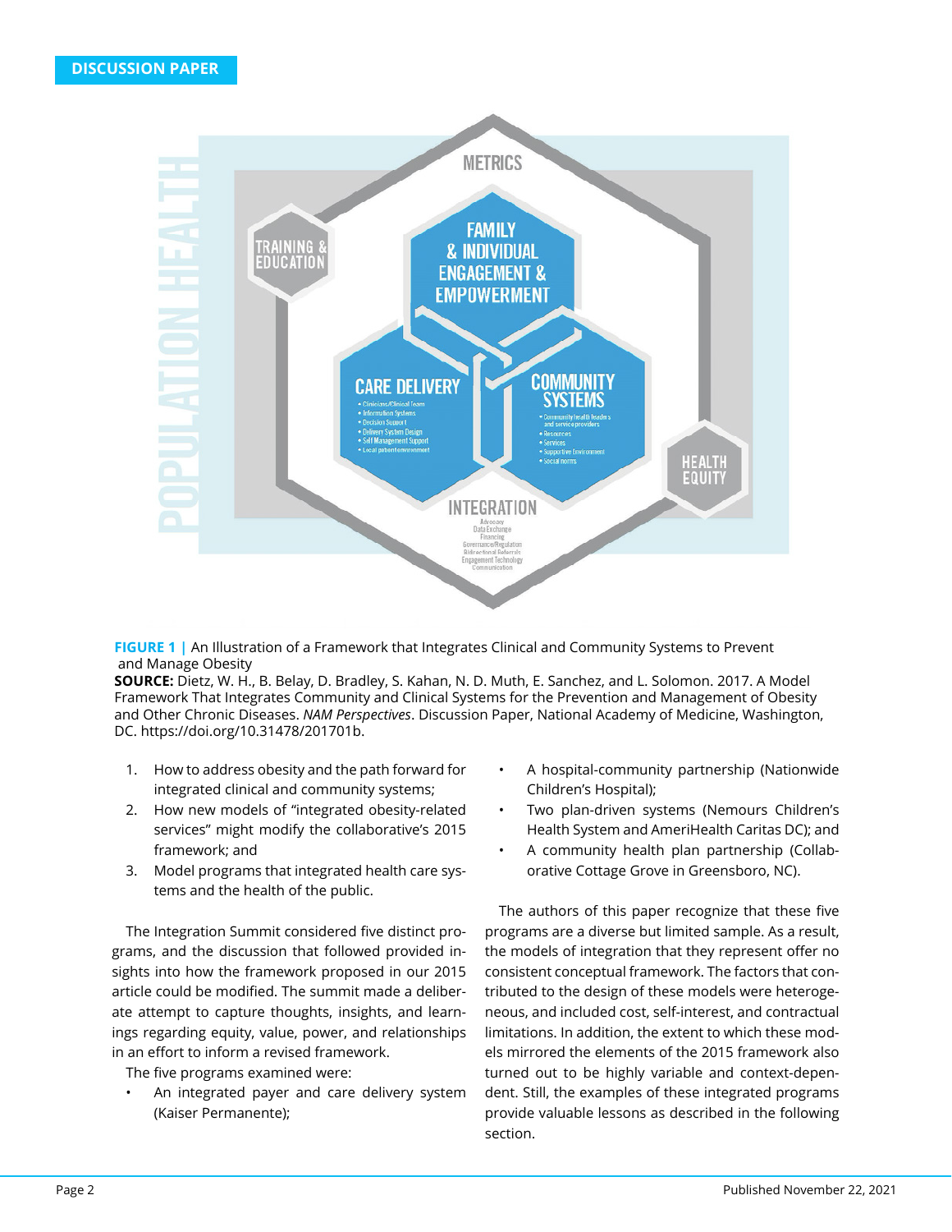**FIGURE 1 |** An Illustration of a Framework that Integrates Clinical and Community Systems to Prevent and Manage Obesity

**SOURCE:** Dietz, W. H., B. Belay, D. Bradley, S. Kahan, N. D. Muth, E. Sanchez, and L. Solomon. 2017. A Model Framework That Integrates Community and Clinical Systems for the Prevention and Management of Obesity and Other Chronic Diseases. *NAM Perspectives*. Discussion Paper, National Academy of Medicine, Washington, DC. https://doi.org/10.31478/201701b.

1. How to address obesity and the path forward for integrated clinical and community systems;
2. How new models of "integrated obesity-related services" might modify the collaborative's 2015 framework; and
3. Model programs that integrated health care systems and the health of the public.

The Integration Summit considered five distinct programs, and the discussion that followed provided insights into how the framework proposed in our 2015 article could be modified. The summit made a deliberate attempt to capture thoughts, insights, and learnings regarding equity, value, power, and relationships in an effort to inform a revised framework.

The five programs examined were:

- An integrated payer and care delivery system (Kaiser Permanente);
- A hospital-community partnership (Nationwide Children's Hospital);
- Two plan-driven systems (Nemours Children's Health System and AmeriHealth Caritas DC); and
- A community health plan partnership (Collaborative Cottage Grove in Greensboro, NC).

The authors of this paper recognize that these five programs are a diverse but limited sample. As a result, the models of integration that they represent offer no consistent conceptual framework. The factors that contributed to the design of these models were heterogeneous, and included cost, self-interest, and contractual limitations. In addition, the extent to which these models mirrored the elements of the 2015 framework also turned out to be highly variable and context-dependent. Still, the examples of these integrated programs provide valuable lessons as described in the following section.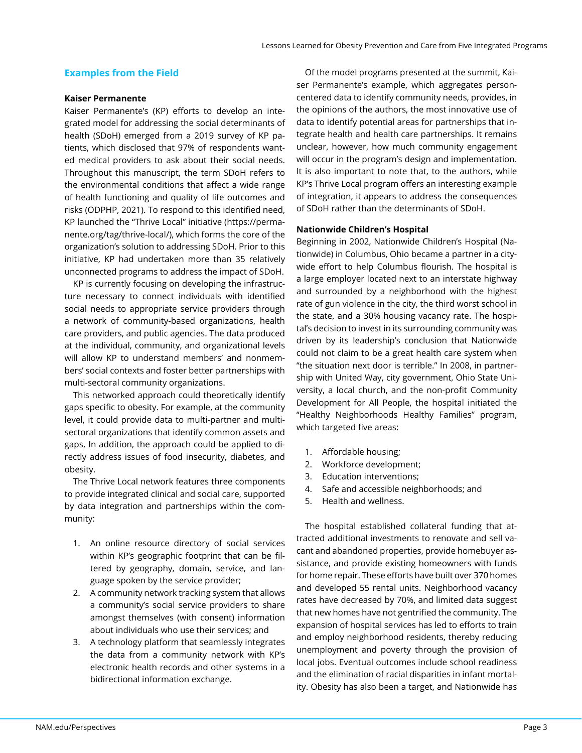## Examples from the Field

### Kaiser Permanente

Kaiser Permanente's (KP) efforts to develop an integrated model for addressing the social determinants of health (SDoH) emerged from a 2019 survey of KP patients, which disclosed that 97% of respondents wanted medical providers to ask about their social needs. Throughout this manuscript, the term SDoH refers to the environmental conditions that affect a wide range of health functioning and quality of life outcomes and risks (ODPHP, 2021). To respond to this identified need, KP launched the "Thrive Local" initiative (https://permanente.org/tag/thrive-local/), which forms the core of the organization's solution to addressing SDoH. Prior to this initiative, KP had undertaken more than 35 relatively unconnected programs to address the impact of SDoH.

KP is currently focusing on developing the infrastructure necessary to connect individuals with identified social needs to appropriate service providers through a network of community-based organizations, health care providers, and public agencies. The data produced at the individual, community, and organizational levels will allow KP to understand members' and nonmembers' social contexts and foster better partnerships with multi-sectoral community organizations.

This networked approach could theoretically identify gaps specific to obesity. For example, at the community level, it could provide data to multi-partner and multi-sectoral organizations that identify common assets and gaps. In addition, the approach could be applied to directly address issues of food insecurity, diabetes, and obesity.

The Thrive Local network features three components to provide integrated clinical and social care, supported by data integration and partnerships within the community:

1. An online resource directory of social services within KP's geographic footprint that can be filtered by geography, domain, service, and language spoken by the service provider;
2. A community network tracking system that allows a community's social service providers to share amongst themselves (with consent) information about individuals who use their services; and
3. A technology platform that seamlessly integrates the data from a community network with KP's electronic health records and other systems in a bidirectional information exchange.

Of the model programs presented at the summit, Kaiser Permanente's example, which aggregates person-centered data to identify community needs, provides, in the opinions of the authors, the most innovative use of data to identify potential areas for partnerships that integrate health and health care partnerships. It remains unclear, however, how much community engagement will occur in the program's design and implementation. It is also important to note that, to the authors, while KP's Thrive Local program offers an interesting example of integration, it appears to address the consequences of SDoH rather than the determinants of SDoH.

### Nationwide Children's Hospital

Beginning in 2002, Nationwide Children's Hospital (Nationwide) in Columbus, Ohio became a partner in a city-wide effort to help Columbus flourish. The hospital is a large employer located next to an interstate highway and surrounded by a neighborhood with the highest rate of gun violence in the city, the third worst school in the state, and a 30% housing vacancy rate. The hospital's decision to invest in its surrounding community was driven by its leadership's conclusion that Nationwide could not claim to be a great health care system when "the situation next door is terrible." In 2008, in partnership with United Way, city government, Ohio State University, a local church, and the non-profit Community Development for All People, the hospital initiated the "Healthy Neighborhoods Healthy Families" program, which targeted five areas:

1. Affordable housing;
2. Workforce development;
3. Education interventions;
4. Safe and accessible neighborhoods; and
5. Health and wellness.

The hospital established collateral funding that attracted additional investments to renovate and sell vacant and abandoned properties, provide homebuyer assistance, and provide existing homeowners with funds for home repair. These efforts have built over 370 homes and developed 55 rental units. Neighborhood vacancy rates have decreased by 70%, and limited data suggest that new homes have not gentrified the community. The expansion of hospital services has led to efforts to train and employ neighborhood residents, thereby reducing unemployment and poverty through the provision of local jobs. Eventual outcomes include school readiness and the elimination of racial disparities in infant mortality. Obesity has also been a target, and Nationwide has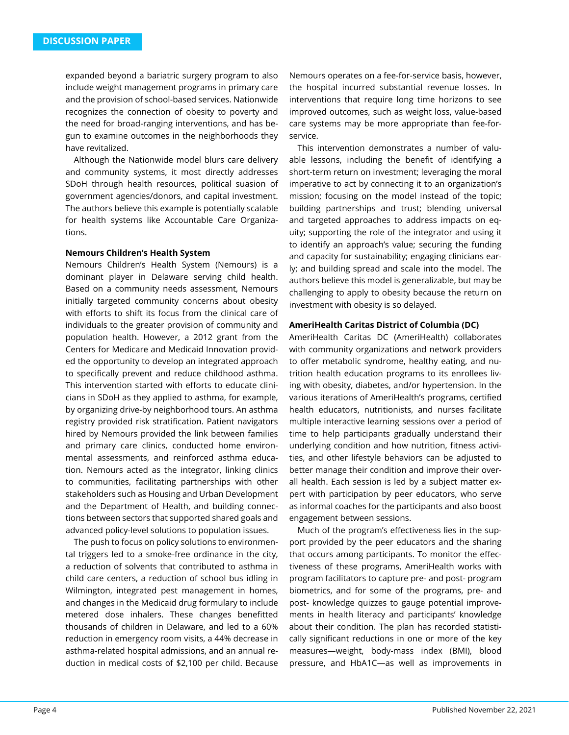expanded beyond a bariatric surgery program to also include weight management programs in primary care and the provision of school-based services. Nationwide recognizes the connection of obesity to poverty and the need for broad-ranging interventions, and has begun to examine outcomes in the neighborhoods they have revitalized.

Although the Nationwide model blurs care delivery and community systems, it most directly addresses SDoH through health resources, political suasion of government agencies/donors, and capital investment. The authors believe this example is potentially scalable for health systems like Accountable Care Organizations.

**Nemours Children's Health System**

Nemours Children's Health System (Nemours) is a dominant player in Delaware serving child health. Based on a community needs assessment, Nemours initially targeted community concerns about obesity with efforts to shift its focus from the clinical care of individuals to the greater provision of community and population health. However, a 2012 grant from the Centers for Medicare and Medicaid Innovation provided the opportunity to develop an integrated approach to specifically prevent and reduce childhood asthma. This intervention started with efforts to educate clinicians in SDoH as they applied to asthma, for example, by organizing drive-by neighborhood tours. An asthma registry provided risk stratification. Patient navigators hired by Nemours provided the link between families and primary care clinics, conducted home environmental assessments, and reinforced asthma education. Nemours acted as the integrator, linking clinics to communities, facilitating partnerships with other stakeholders such as Housing and Urban Development and the Department of Health, and building connections between sectors that supported shared goals and advanced policy-level solutions to population issues.

The push to focus on policy solutions to environmental triggers led to a smoke-free ordinance in the city, a reduction of solvents that contributed to asthma in child care centers, a reduction of school bus idling in Wilmington, integrated pest management in homes, and changes in the Medicaid drug formulary to include metered dose inhalers. These changes benefitted thousands of children in Delaware, and led to a 60% reduction in emergency room visits, a 44% decrease in asthma-related hospital admissions, and an annual reduction in medical costs of $2,100 per child. Because Nemours operates on a fee-for-service basis, however, the hospital incurred substantial revenue losses. In interventions that require long time horizons to see improved outcomes, such as weight loss, value-based care systems may be more appropriate than fee-for-service.

This intervention demonstrates a number of valuable lessons, including the benefit of identifying a short-term return on investment; leveraging the moral imperative to act by connecting it to an organization's mission; focusing on the model instead of the topic; building partnerships and trust; blending universal and targeted approaches to address impacts on equity; supporting the role of the integrator and using it to identify an approach's value; securing the funding and capacity for sustainability; engaging clinicians early; and building spread and scale into the model. The authors believe this model is generalizable, but may be challenging to apply to obesity because the return on investment with obesity is so delayed.

**AmeriHealth Caritas District of Columbia (DC)**

AmeriHealth Caritas DC (AmeriHealth) collaborates with community organizations and network providers to offer metabolic syndrome, healthy eating, and nutrition health education programs to its enrollees living with obesity, diabetes, and/or hypertension. In the various iterations of AmeriHealth's programs, certified health educators, nutritionists, and nurses facilitate multiple interactive learning sessions over a period of time to help participants gradually understand their underlying condition and how nutrition, fitness activities, and other lifestyle behaviors can be adjusted to better manage their condition and improve their overall health. Each session is led by a subject matter expert with participation by peer educators, who serve as informal coaches for the participants and also boost engagement between sessions.

Much of the program's effectiveness lies in the support provided by the peer educators and the sharing that occurs among participants. To monitor the effectiveness of these programs, AmeriHealth works with program facilitators to capture pre- and post- program biometrics, and for some of the programs, pre- and post- knowledge quizzes to gauge potential improvements in health literacy and participants' knowledge about their condition. The plan has recorded statistically significant reductions in one or more of the key measures—weight, body-mass index (BMI), blood pressure, and HbA1C—as well as improvements in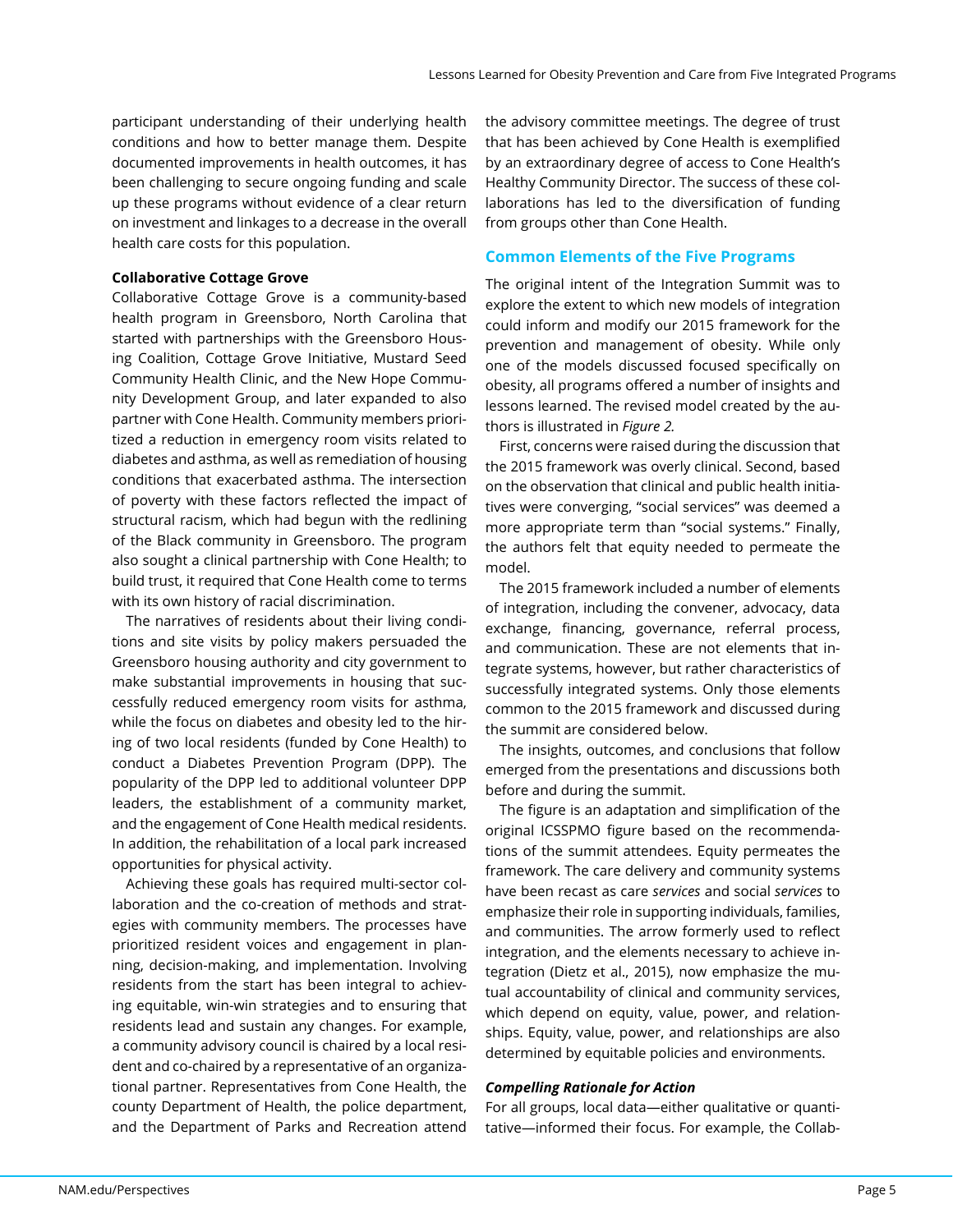participant understanding of their underlying health conditions and how to better manage them. Despite documented improvements in health outcomes, it has been challenging to secure ongoing funding and scale up these programs without evidence of a clear return on investment and linkages to a decrease in the overall health care costs for this population.

**Collaborative Cottage Grove**

Collaborative Cottage Grove is a community-based health program in Greensboro, North Carolina that started with partnerships with the Greensboro Housing Coalition, Cottage Grove Initiative, Mustard Seed Community Health Clinic, and the New Hope Community Development Group, and later expanded to also partner with Cone Health. Community members prioritized a reduction in emergency room visits related to diabetes and asthma, as well as remediation of housing conditions that exacerbated asthma. The intersection of poverty with these factors reflected the impact of structural racism, which had begun with the redlining of the Black community in Greensboro. The program also sought a clinical partnership with Cone Health; to build trust, it required that Cone Health come to terms with its own history of racial discrimination.

The narratives of residents about their living conditions and site visits by policy makers persuaded the Greensboro housing authority and city government to make substantial improvements in housing that successfully reduced emergency room visits for asthma, while the focus on diabetes and obesity led to the hiring of two local residents (funded by Cone Health) to conduct a Diabetes Prevention Program (DPP). The popularity of the DPP led to additional volunteer DPP leaders, the establishment of a community market, and the engagement of Cone Health medical residents. In addition, the rehabilitation of a local park increased opportunities for physical activity.

Achieving these goals has required multi-sector collaboration and the co-creation of methods and strategies with community members. The processes have prioritized resident voices and engagement in planning, decision-making, and implementation. Involving residents from the start has been integral to achieving equitable, win-win strategies and to ensuring that residents lead and sustain any changes. For example, a community advisory council is chaired by a local resident and co-chaired by a representative of an organizational partner. Representatives from Cone Health, the county Department of Health, the police department, and the Department of Parks and Recreation attend the advisory committee meetings. The degree of trust that has been achieved by Cone Health is exemplified by an extraordinary degree of access to Cone Health's Healthy Community Director. The success of these collaborations has led to the diversification of funding from groups other than Cone Health.

## Common Elements of the Five Programs

The original intent of the Integration Summit was to explore the extent to which new models of integration could inform and modify our 2015 framework for the prevention and management of obesity. While only one of the models discussed focused specifically on obesity, all programs offered a number of insights and lessons learned. The revised model created by the authors is illustrated in *Figure 2.*

First, concerns were raised during the discussion that the 2015 framework was overly clinical. Second, based on the observation that clinical and public health initiatives were converging, "social services" was deemed a more appropriate term than "social systems." Finally, the authors felt that equity needed to permeate the model.

The 2015 framework included a number of elements of integration, including the convener, advocacy, data exchange, financing, governance, referral process, and communication. These are not elements that integrate systems, however, but rather characteristics of successfully integrated systems. Only those elements common to the 2015 framework and discussed during the summit are considered below.

The insights, outcomes, and conclusions that follow emerged from the presentations and discussions both before and during the summit.

The figure is an adaptation and simplification of the original ICSSPMO figure based on the recommendations of the summit attendees. Equity permeates the framework. The care delivery and community systems have been recast as care *services* and social *services* to emphasize their role in supporting individuals, families, and communities. The arrow formerly used to reflect integration, and the elements necessary to achieve integration (Dietz et al., 2015), now emphasize the mutual accountability of clinical and community services, which depend on equity, value, power, and relationships. Equity, value, power, and relationships are also determined by equitable policies and environments.

### *Compelling Rationale for Action*

For all groups, local data—either qualitative or quantitative—informed their focus. For example, the Collab-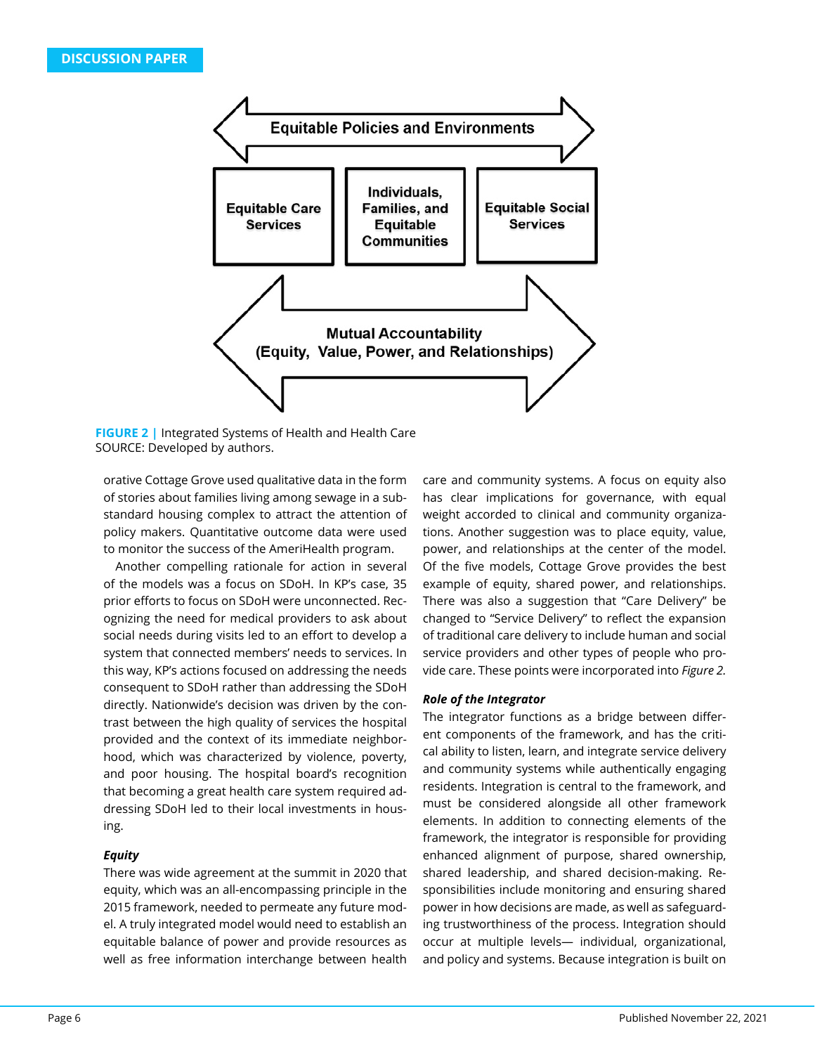Equitable Policies and Environments

Equitable Care Services

Individuals, Families, and Equitable Communities

Equitable Social Services

Mutual Accountability (Equity, Value, Power, and Relationships)

**FIGURE 2** | Integrated Systems of Health and Health Care
SOURCE: Developed by authors.

orative Cottage Grove used qualitative data in the form of stories about families living among sewage in a substandard housing complex to attract the attention of policy makers. Quantitative outcome data were used to monitor the success of the AmeriHealth program.

Another compelling rationale for action in several of the models was a focus on SDoH. In KP's case, 35 prior efforts to focus on SDoH were unconnected. Recognizing the need for medical providers to ask about social needs during visits led to an effort to develop a system that connected members' needs to services. In this way, KP's actions focused on addressing the needs consequent to SDoH rather than addressing the SDoH directly. Nationwide's decision was driven by the contrast between the high quality of services the hospital provided and the context of its immediate neighborhood, which was characterized by violence, poverty, and poor housing. The hospital board's recognition that becoming a great health care system required addressing SDoH led to their local investments in housing.

### *Equity*

There was wide agreement at the summit in 2020 that equity, which was an all-encompassing principle in the 2015 framework, needed to permeate any future model. A truly integrated model would need to establish an equitable balance of power and provide resources as well as free information interchange between health care and community systems. A focus on equity also has clear implications for governance, with equal weight accorded to clinical and community organizations. Another suggestion was to place equity, value, power, and relationships at the center of the model. Of the five models, Cottage Grove provides the best example of equity, shared power, and relationships. There was also a suggestion that "Care Delivery" be changed to "Service Delivery" to reflect the expansion of traditional care delivery to include human and social service providers and other types of people who provide care. These points were incorporated into *Figure 2.*

### *Role of the Integrator*

The integrator functions as a bridge between different components of the framework, and has the critical ability to listen, learn, and integrate service delivery and community systems while authentically engaging residents. Integration is central to the framework, and must be considered alongside all other framework elements. In addition to connecting elements of the framework, the integrator is responsible for providing enhanced alignment of purpose, shared ownership, shared leadership, and shared decision-making. Responsibilities include monitoring and ensuring shared power in how decisions are made, as well as safeguarding trustworthiness of the process. Integration should occur at multiple levels— individual, organizational, and policy and systems. Because integration is built on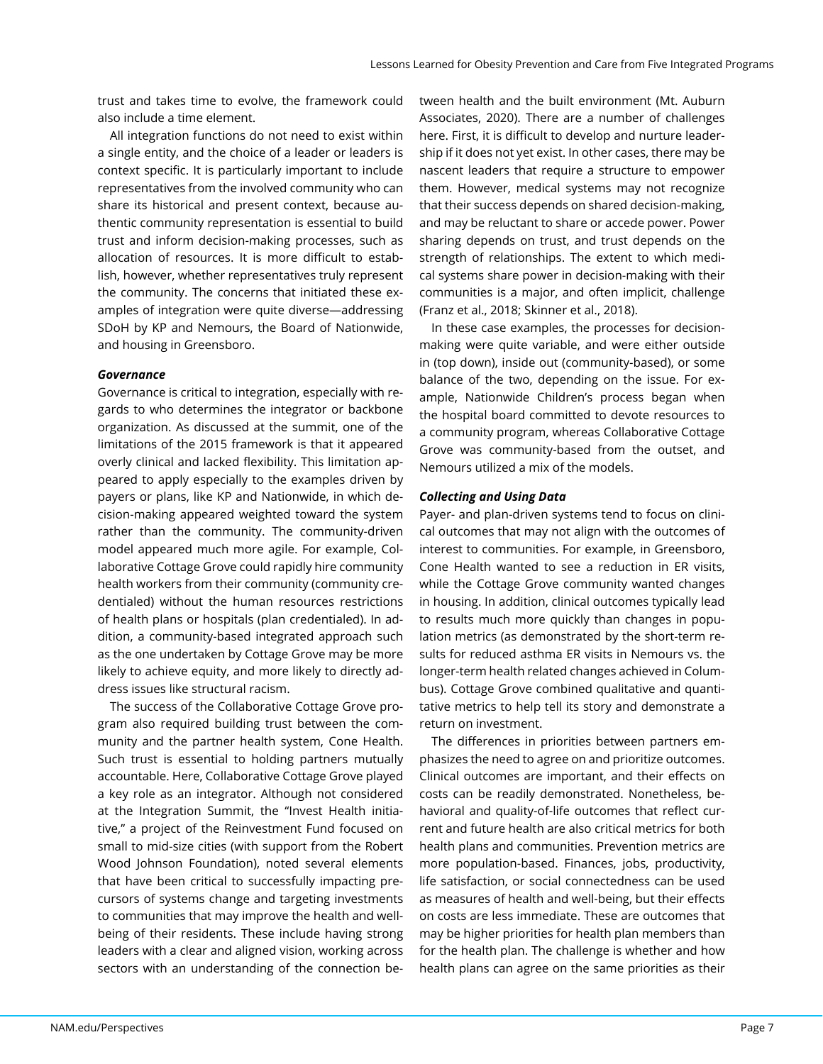trust and takes time to evolve, the framework could also include a time element.

All integration functions do not need to exist within a single entity, and the choice of a leader or leaders is context specific. It is particularly important to include representatives from the involved community who can share its historical and present context, because authentic community representation is essential to build trust and inform decision-making processes, such as allocation of resources. It is more difficult to establish, however, whether representatives truly represent the community. The concerns that initiated these examples of integration were quite diverse—addressing SDoH by KP and Nemours, the Board of Nationwide, and housing in Greensboro.

### *Governance*

Governance is critical to integration, especially with regards to who determines the integrator or backbone organization. As discussed at the summit, one of the limitations of the 2015 framework is that it appeared overly clinical and lacked flexibility. This limitation appeared to apply especially to the examples driven by payers or plans, like KP and Nationwide, in which decision-making appeared weighted toward the system rather than the community. The community-driven model appeared much more agile. For example, Collaborative Cottage Grove could rapidly hire community health workers from their community (community credentialed) without the human resources restrictions of health plans or hospitals (plan credentialed). In addition, a community-based integrated approach such as the one undertaken by Cottage Grove may be more likely to achieve equity, and more likely to directly address issues like structural racism.

The success of the Collaborative Cottage Grove program also required building trust between the community and the partner health system, Cone Health. Such trust is essential to holding partners mutually accountable. Here, Collaborative Cottage Grove played a key role as an integrator. Although not considered at the Integration Summit, the "Invest Health initiative," a project of the Reinvestment Fund focused on small to mid-size cities (with support from the Robert Wood Johnson Foundation), noted several elements that have been critical to successfully impacting precursors of systems change and targeting investments to communities that may improve the health and well-being of their residents. These include having strong leaders with a clear and aligned vision, working across sectors with an understanding of the connection between health and the built environment (Mt. Auburn Associates, 2020). There are a number of challenges here. First, it is difficult to develop and nurture leadership if it does not yet exist. In other cases, there may be nascent leaders that require a structure to empower them. However, medical systems may not recognize that their success depends on shared decision-making, and may be reluctant to share or accede power. Power sharing depends on trust, and trust depends on the strength of relationships. The extent to which medical systems share power in decision-making with their communities is a major, and often implicit, challenge (Franz et al., 2018; Skinner et al., 2018).

In these case examples, the processes for decision-making were quite variable, and were either outside in (top down), inside out (community-based), or some balance of the two, depending on the issue. For example, Nationwide Children's process began when the hospital board committed to devote resources to a community program, whereas Collaborative Cottage Grove was community-based from the outset, and Nemours utilized a mix of the models.

### *Collecting and Using Data*

Payer- and plan-driven systems tend to focus on clinical outcomes that may not align with the outcomes of interest to communities. For example, in Greensboro, Cone Health wanted to see a reduction in ER visits, while the Cottage Grove community wanted changes in housing. In addition, clinical outcomes typically lead to results much more quickly than changes in population metrics (as demonstrated by the short-term results for reduced asthma ER visits in Nemours vs. the longer-term health related changes achieved in Columbus). Cottage Grove combined qualitative and quantitative metrics to help tell its story and demonstrate a return on investment.

The differences in priorities between partners emphasizes the need to agree on and prioritize outcomes. Clinical outcomes are important, and their effects on costs can be readily demonstrated. Nonetheless, behavioral and quality-of-life outcomes that reflect current and future health are also critical metrics for both health plans and communities. Prevention metrics are more population-based. Finances, jobs, productivity, life satisfaction, or social connectedness can be used as measures of health and well-being, but their effects on costs are less immediate. These are outcomes that may be higher priorities for health plan members than for the health plan. The challenge is whether and how health plans can agree on the same priorities as their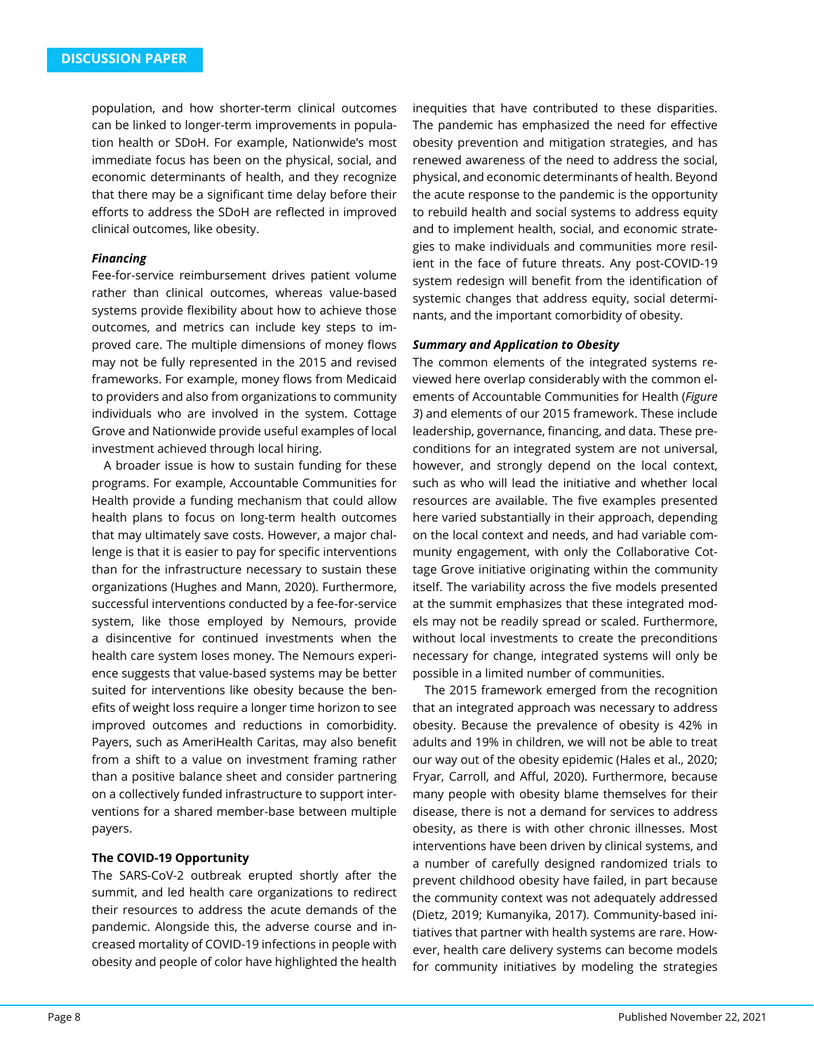population, and how shorter-term clinical outcomes can be linked to longer-term improvements in population health or SDoH. For example, Nationwide's most immediate focus has been on the physical, social, and economic determinants of health, and they recognize that there may be a significant time delay before their efforts to address the SDoH are reflected in improved clinical outcomes, like obesity.

***Financing***

Fee-for-service reimbursement drives patient volume rather than clinical outcomes, whereas value-based systems provide flexibility about how to achieve those outcomes, and metrics can include key steps to improved care. The multiple dimensions of money flows may not be fully represented in the 2015 and revised frameworks. For example, money flows from Medicaid to providers and also from organizations to community individuals who are involved in the system. Cottage Grove and Nationwide provide useful examples of local investment achieved through local hiring.

A broader issue is how to sustain funding for these programs. For example, Accountable Communities for Health provide a funding mechanism that could allow health plans to focus on long-term health outcomes that may ultimately save costs. However, a major challenge is that it is easier to pay for specific interventions than for the infrastructure necessary to sustain these organizations (Hughes and Mann, 2020). Furthermore, successful interventions conducted by a fee-for-service system, like those employed by Nemours, provide a disincentive for continued investments when the health care system loses money. The Nemours experience suggests that value-based systems may be better suited for interventions like obesity because the benefits of weight loss require a longer time horizon to see improved outcomes and reductions in comorbidity. Payers, such as AmeriHealth Caritas, may also benefit from a shift to a value on investment framing rather than a positive balance sheet and consider partnering on a collectively funded infrastructure to support interventions for a shared member-base between multiple payers.

**The COVID-19 Opportunity**

The SARS-CoV-2 outbreak erupted shortly after the summit, and led health care organizations to redirect their resources to address the acute demands of the pandemic. Alongside this, the adverse course and increased mortality of COVID-19 infections in people with obesity and people of color have highlighted the health inequities that have contributed to these disparities. The pandemic has emphasized the need for effective obesity prevention and mitigation strategies, and has renewed awareness of the need to address the social, physical, and economic determinants of health. Beyond the acute response to the pandemic is the opportunity to rebuild health and social systems to address equity and to implement health, social, and economic strategies to make individuals and communities more resilient in the face of future threats. Any post-COVID-19 system redesign will benefit from the identification of systemic changes that address equity, social determinants, and the important comorbidity of obesity.

***Summary and Application to Obesity***

The common elements of the integrated systems reviewed here overlap considerably with the common elements of Accountable Communities for Health (*Figure 3*) and elements of our 2015 framework. These include leadership, governance, financing, and data. These preconditions for an integrated system are not universal, however, and strongly depend on the local context, such as who will lead the initiative and whether local resources are available. The five examples presented here varied substantially in their approach, depending on the local context and needs, and had variable community engagement, with only the Collaborative Cottage Grove initiative originating within the community itself. The variability across the five models presented at the summit emphasizes that these integrated models may not be readily spread or scaled. Furthermore, without local investments to create the preconditions necessary for change, integrated systems will only be possible in a limited number of communities.

The 2015 framework emerged from the recognition that an integrated approach was necessary to address obesity. Because the prevalence of obesity is 42% in adults and 19% in children, we will not be able to treat our way out of the obesity epidemic (Hales et al., 2020; Fryar, Carroll, and Afful, 2020). Furthermore, because many people with obesity blame themselves for their disease, there is not a demand for services to address obesity, as there is with other chronic illnesses. Most interventions have been driven by clinical systems, and a number of carefully designed randomized trials to prevent childhood obesity have failed, in part because the community context was not adequately addressed (Dietz, 2019; Kumanyika, 2017). Community-based initiatives that partner with health systems are rare. However, health care delivery systems can become models for community initiatives by modeling the strategies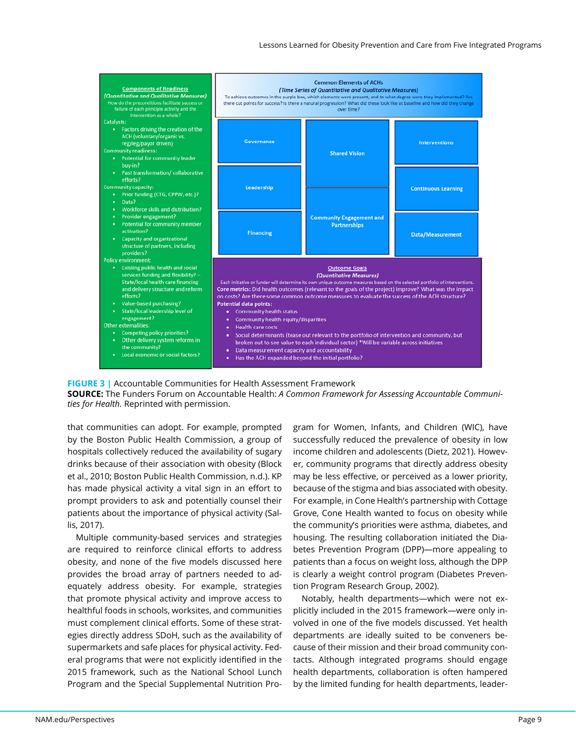**Components of Readiness**
*(Quantitative and Qualitative Measures)*
How do the preconditions facilitate success or failure of each principle activity and the intervention as a whole?

Catalysts:
- Factors driving the creation of the ACH (voluntary/organic vs. reg/leg/payor driven)

Community readiness:
- Potential for community leader buy-in?
- Past transformation/ collaborative efforts?

Community capacity:
- Prior funding (CTG, CPPW, etc.)?
- Data?
- Workforce skills and distribution?
- Provider engagement?
- Potential for community member activation?
- Capacity and organizational structure of partners, including providers?

Policy environment:
- Existing public health and social services funding and flexibility? – State/local health care financing and delivery structure and reform efforts?
- Value-based purchasing?
- State/local leadership level of engagement?

Other externalities:
- Competing policy priorities?
- Other delivery system reforms in the community?
- Local economic or social factors?

**Common Elements of ACHs**
*(Time Series of Quantitative and Qualitative Measures)*
To achieve outcomes in the purple box, which elements were present, and to what degree were they implemented? Are there cut points for success? Is there a natural progression? What did these look like at baseline and how did they change over time?

- Governance
- Shared Vision
- Interventions
- Leadership
- Continuous Learning
- Community Engagement and Partnerships
- Financing
- Data/Measurement

**Outcome Goals**
*(Quantitative Measures)*
Each initiative or funder will determine its own unique outcome measures based on the selected portfolio of interventions.
**Core metrics:** Did health outcomes (relevant to the goals of the project) improve? What was the impact on costs? Are there some common outcome measures to evaluate the success of the ACH structure?
**Potential data points:**
- Community health status
- Community health equity/disparities
- Health care costs
- Social determinants (tease out relevant to the portfolio of intervention and community, but broken out to see value to each individual sector) *Will be variable across initiatives
- Data measurement capacity and accountability
- Has the ACH expanded beyond the initial portfolio?

**FIGURE 3** | Accountable Communities for Health Assessment Framework
**SOURCE:** The Funders Forum on Accountable Health: *A Common Framework for Assessing Accountable Communities for Health.* Reprinted with permission.

that communities can adopt. For example, prompted by the Boston Public Health Commission, a group of hospitals collectively reduced the availability of sugary drinks because of their association with obesity (Block et al., 2010; Boston Public Health Commission, n.d.). KP has made physical activity a vital sign in an effort to prompt providers to ask and potentially counsel their patients about the importance of physical activity (Sallis, 2017).

Multiple community-based services and strategies are required to reinforce clinical efforts to address obesity, and none of the five models discussed here provides the broad array of partners needed to adequately address obesity. For example, strategies that promote physical activity and improve access to healthful foods in schools, worksites, and communities must complement clinical efforts. Some of these strategies directly address SDoH, such as the availability of supermarkets and safe places for physical activity. Federal programs that were not explicitly identified in the 2015 framework, such as the National School Lunch Program and the Special Supplemental Nutrition Program for Women, Infants, and Children (WIC), have successfully reduced the prevalence of obesity in low income children and adolescents (Dietz, 2021). However, community programs that directly address obesity may be less effective, or perceived as a lower priority, because of the stigma and bias associated with obesity. For example, in Cone Health's partnership with Cottage Grove, Cone Health wanted to focus on obesity while the community's priorities were asthma, diabetes, and housing. The resulting collaboration initiated the Diabetes Prevention Program (DPP)—more appealing to patients than a focus on weight loss, although the DPP is clearly a weight control program (Diabetes Prevention Program Research Group, 2002).

Notably, health departments—which were not explicitly included in the 2015 framework—were only involved in one of the five models discussed. Yet health departments are ideally suited to be conveners because of their mission and their broad community contacts. Although integrated programs should engage health departments, collaboration is often hampered by the limited funding for health departments, leader-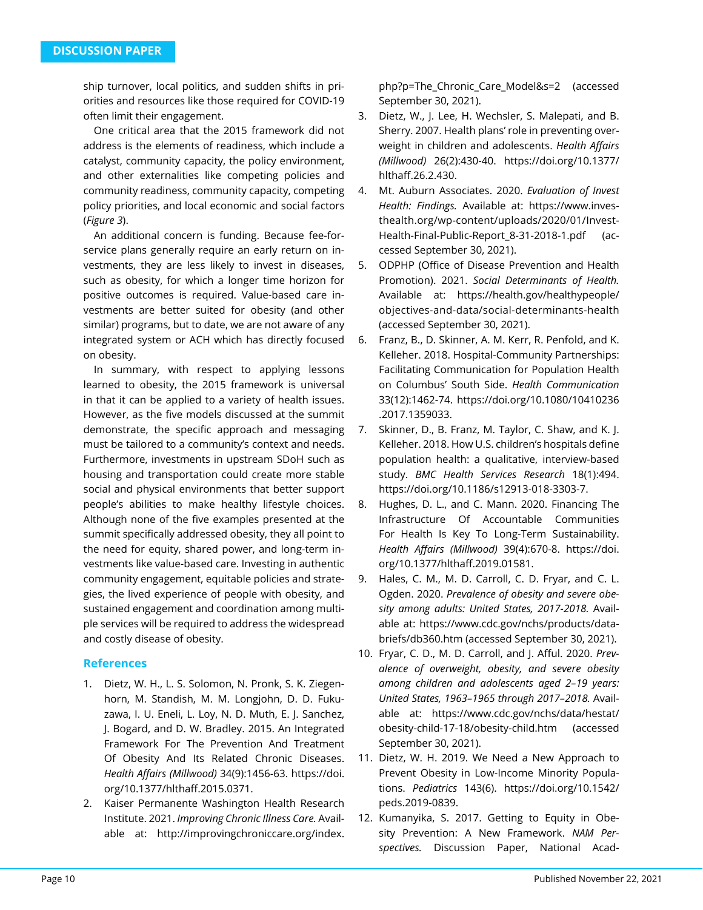ship turnover, local politics, and sudden shifts in priorities and resources like those required for COVID-19 often limit their engagement.

One critical area that the 2015 framework did not address is the elements of readiness, which include a catalyst, community capacity, the policy environment, and other externalities like competing policies and community readiness, community capacity, competing policy priorities, and local economic and social factors (*Figure 3*).

An additional concern is funding. Because fee-for-service plans generally require an early return on investments, they are less likely to invest in diseases, such as obesity, for which a longer time horizon for positive outcomes is required. Value-based care investments are better suited for obesity (and other similar) programs, but to date, we are not aware of any integrated system or ACH which has directly focused on obesity.

In summary, with respect to applying lessons learned to obesity, the 2015 framework is universal in that it can be applied to a variety of health issues. However, as the five models discussed at the summit demonstrate, the specific approach and messaging must be tailored to a community's context and needs. Furthermore, investments in upstream SDoH such as housing and transportation could create more stable social and physical environments that better support people's abilities to make healthy lifestyle choices. Although none of the five examples presented at the summit specifically addressed obesity, they all point to the need for equity, shared power, and long-term investments like value-based care. Investing in authentic community engagement, equitable policies and strategies, the lived experience of people with obesity, and sustained engagement and coordination among multiple services will be required to address the widespread and costly disease of obesity.

## References

1. Dietz, W. H., L. S. Solomon, N. Pronk, S. K. Ziegenhorn, M. Standish, M. M. Longjohn, D. D. Fukuzawa, I. U. Eneli, L. Loy, N. D. Muth, E. J. Sanchez, J. Bogard, and D. W. Bradley. 2015. An Integrated Framework For The Prevention And Treatment Of Obesity And Its Related Chronic Diseases. *Health Affairs (Millwood)* 34(9):1456-63. https://doi.org/10.1377/hlthaff.2015.0371.
2. Kaiser Permanente Washington Health Research Institute. 2021. *Improving Chronic Illness Care.* Available at: http://improvingchroniccare.org/index.php?p=The_Chronic_Care_Model&s=2 (accessed September 30, 2021).
3. Dietz, W., J. Lee, H. Wechsler, S. Malepati, and B. Sherry. 2007. Health plans' role in preventing overweight in children and adolescents. *Health Affairs (Millwood)* 26(2):430-40. https://doi.org/10.1377/hlthaff.26.2.430.
4. Mt. Auburn Associates. 2020. *Evaluation of Invest Health: Findings.* Available at: https://www.investhealth.org/wp-content/uploads/2020/01/Invest-Health-Final-Public-Report_8-31-2018-1.pdf (accessed September 30, 2021).
5. ODPHP (Office of Disease Prevention and Health Promotion). 2021. *Social Determinants of Health.* Available at: https://health.gov/healthypeople/objectives-and-data/social-determinants-health (accessed September 30, 2021).
6. Franz, B., D. Skinner, A. M. Kerr, R. Penfold, and K. Kelleher. 2018. Hospital-Community Partnerships: Facilitating Communication for Population Health on Columbus' South Side. *Health Communication* 33(12):1462-74. https://doi.org/10.1080/10410236.2017.1359033.
7. Skinner, D., B. Franz, M. Taylor, C. Shaw, and K. J. Kelleher. 2018. How U.S. children's hospitals define population health: a qualitative, interview-based study. *BMC Health Services Research* 18(1):494. https://doi.org/10.1186/s12913-018-3303-7.
8. Hughes, D. L., and C. Mann. 2020. Financing The Infrastructure Of Accountable Communities For Health Is Key To Long-Term Sustainability. *Health Affairs (Millwood)* 39(4):670-8. https://doi.org/10.1377/hlthaff.2019.01581.
9. Hales, C. M., M. D. Carroll, C. D. Fryar, and C. L. Ogden. 2020. *Prevalence of obesity and severe obesity among adults: United States, 2017-2018.* Available at: https://www.cdc.gov/nchs/products/databriefs/db360.htm (accessed September 30, 2021).
10. Fryar, C. D., M. D. Carroll, and J. Afful. 2020. *Prevalence of overweight, obesity, and severe obesity among children and adolescents aged 2–19 years: United States, 1963–1965 through 2017–2018.* Available at: https://www.cdc.gov/nchs/data/hestat/obesity-child-17-18/obesity-child.htm (accessed September 30, 2021).
11. Dietz, W. H. 2019. We Need a New Approach to Prevent Obesity in Low-Income Minority Populations. *Pediatrics* 143(6). https://doi.org/10.1542/peds.2019-0839.
12. Kumanyika, S. 2017. Getting to Equity in Obesity Prevention: A New Framework. *NAM Perspectives.* Discussion Paper, National Acad-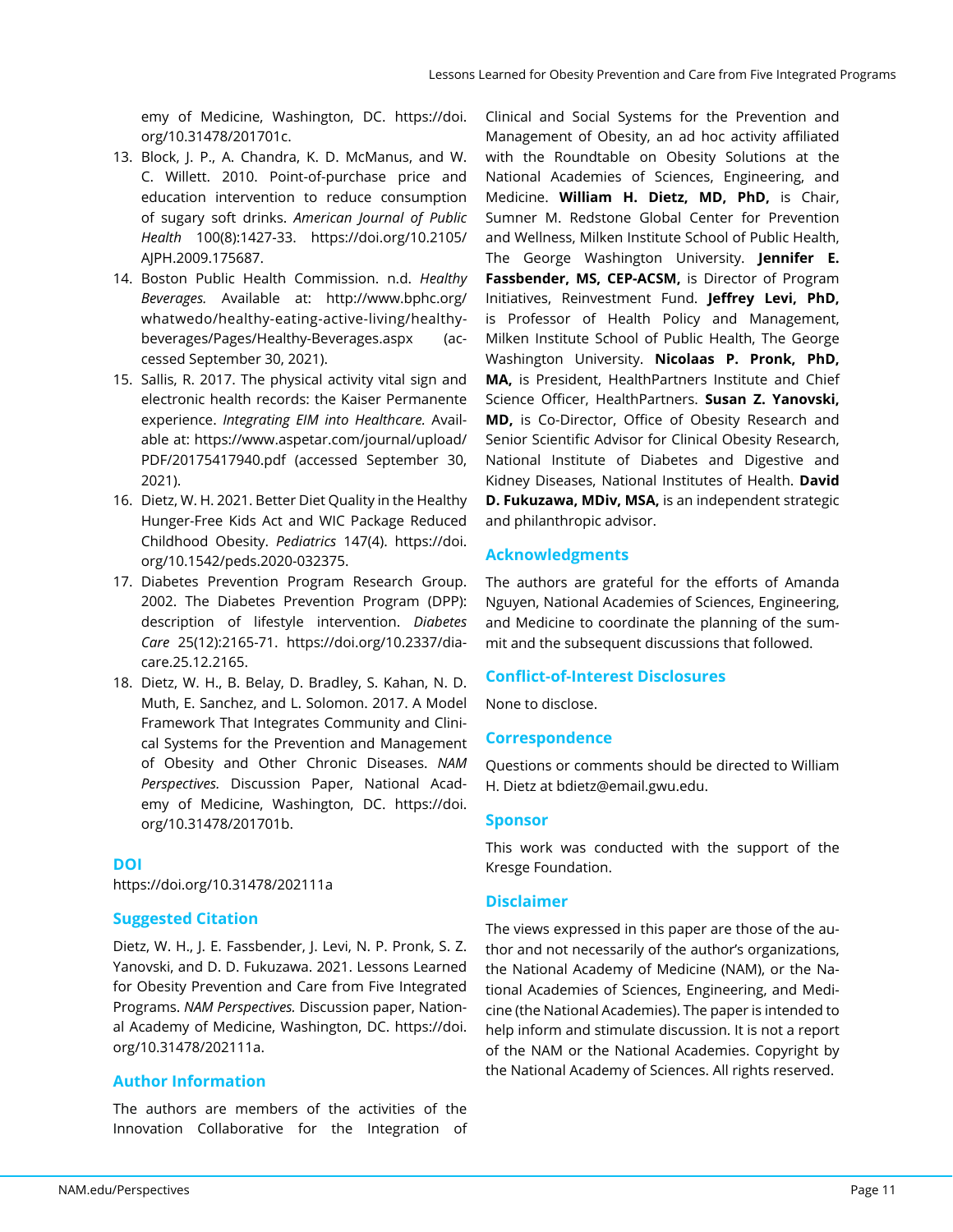emy of Medicine, Washington, DC. https://doi.org/10.31478/201701c.

13. Block, J. P., A. Chandra, K. D. McManus, and W. C. Willett. 2010. Point-of-purchase price and education intervention to reduce consumption of sugary soft drinks. *American Journal of Public Health* 100(8):1427-33. https://doi.org/10.2105/AJPH.2009.175687.
14. Boston Public Health Commission. n.d. *Healthy Beverages.* Available at: http://www.bphc.org/whatwedo/healthy-eating-active-living/healthy-beverages/Pages/Healthy-Beverages.aspx (accessed September 30, 2021).
15. Sallis, R. 2017. The physical activity vital sign and electronic health records: the Kaiser Permanente experience. *Integrating EIM into Healthcare.* Available at: https://www.aspetar.com/journal/upload/PDF/20175417940.pdf (accessed September 30, 2021).
16. Dietz, W. H. 2021. Better Diet Quality in the Healthy Hunger-Free Kids Act and WIC Package Reduced Childhood Obesity. *Pediatrics* 147(4). https://doi.org/10.1542/peds.2020-032375.
17. Diabetes Prevention Program Research Group. 2002. The Diabetes Prevention Program (DPP): description of lifestyle intervention. *Diabetes Care* 25(12):2165-71. https://doi.org/10.2337/diacare.25.12.2165.
18. Dietz, W. H., B. Belay, D. Bradley, S. Kahan, N. D. Muth, E. Sanchez, and L. Solomon. 2017. A Model Framework That Integrates Community and Clinical Systems for the Prevention and Management of Obesity and Other Chronic Diseases. *NAM Perspectives.* Discussion Paper, National Academy of Medicine, Washington, DC. https://doi.org/10.31478/201701b.

## DOI

https://doi.org/10.31478/202111a

## Suggested Citation

Dietz, W. H., J. E. Fassbender, J. Levi, N. P. Pronk, S. Z. Yanovski, and D. D. Fukuzawa. 2021. Lessons Learned for Obesity Prevention and Care from Five Integrated Programs. *NAM Perspectives.* Discussion paper, National Academy of Medicine, Washington, DC. https://doi.org/10.31478/202111a.

## Author Information

The authors are members of the activities of the Innovation Collaborative for the Integration of Clinical and Social Systems for the Prevention and Management of Obesity, an ad hoc activity affiliated with the Roundtable on Obesity Solutions at the National Academies of Sciences, Engineering, and Medicine. **William H. Dietz, MD, PhD,** is Chair, Sumner M. Redstone Global Center for Prevention and Wellness, Milken Institute School of Public Health, The George Washington University. **Jennifer E. Fassbender, MS, CEP-ACSM,** is Director of Program Initiatives, Reinvestment Fund. **Jeffrey Levi, PhD,** is Professor of Health Policy and Management, Milken Institute School of Public Health, The George Washington University. **Nicolaas P. Pronk, PhD, MA,** is President, HealthPartners Institute and Chief Science Officer, HealthPartners. **Susan Z. Yanovski, MD,** is Co-Director, Office of Obesity Research and Senior Scientific Advisor for Clinical Obesity Research, National Institute of Diabetes and Digestive and Kidney Diseases, National Institutes of Health. **David D. Fukuzawa, MDiv, MSA,** is an independent strategic and philanthropic advisor.

## Acknowledgments

The authors are grateful for the efforts of Amanda Nguyen, National Academies of Sciences, Engineering, and Medicine to coordinate the planning of the summit and the subsequent discussions that followed.

## Conflict-of-Interest Disclosures

None to disclose.

## Correspondence

Questions or comments should be directed to William H. Dietz at bdietz@email.gwu.edu.

## Sponsor

This work was conducted with the support of the Kresge Foundation.

## Disclaimer

The views expressed in this paper are those of the author and not necessarily of the author's organizations, the National Academy of Medicine (NAM), or the National Academies of Sciences, Engineering, and Medicine (the National Academies). The paper is intended to help inform and stimulate discussion. It is not a report of the NAM or the National Academies. Copyright by the National Academy of Sciences. All rights reserved.